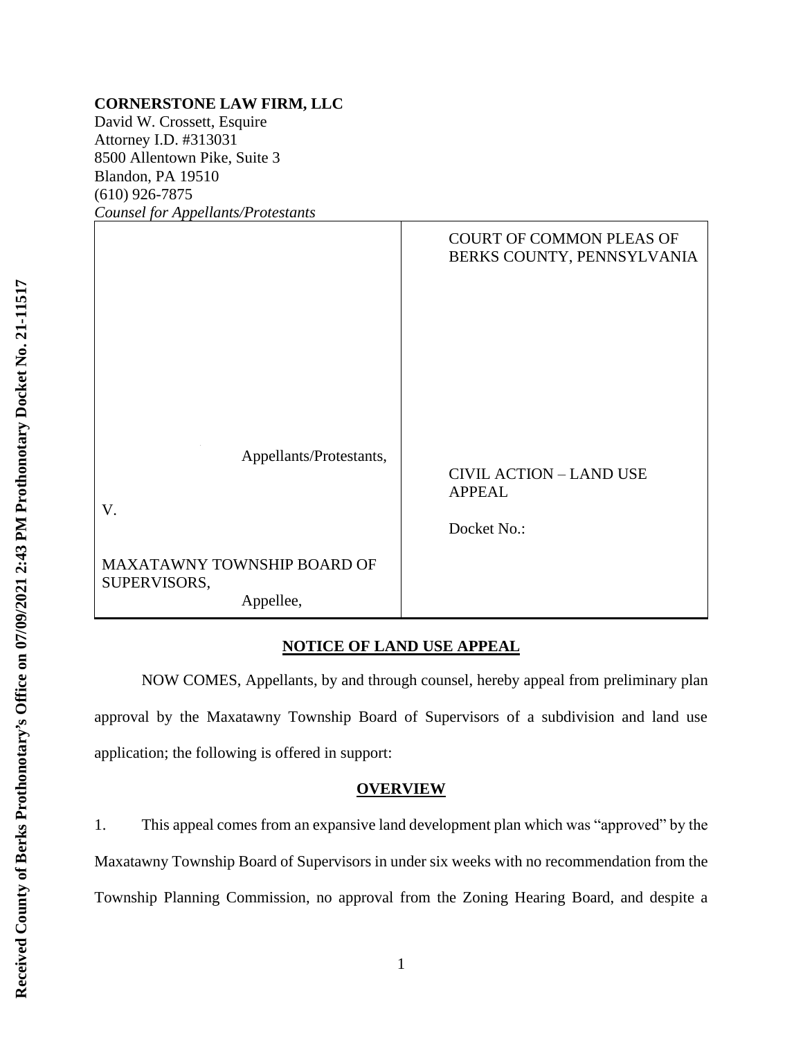**CORNERSTONE LAW FIRM, LLC**
David W. Crossett, Esquire
Attorney I.D. #313031
8500 Allentown Pike, Suite 3
Blandon, PA 19510
(610) 926-7875
*Counsel for Appellants/Protestants*

| | |
|---|---|
| Appellants/Protestants, | COURT OF COMMON PLEAS OF BERKS COUNTY, PENNSYLVANIA |
| V. | CIVIL ACTION – LAND USE APPEAL |
| MAXATAWNY TOWNSHIP BOARD OF SUPERVISORS, Appellee, | Docket No.: |

Received County of Berks Prothonotary's Office on 07/09/2021 2:43 PM Prothonotary Docket No. 21-11517

## NOTICE OF LAND USE APPEAL

NOW COMES, Appellants, by and through counsel, hereby appeal from preliminary plan approval by the Maxatawny Township Board of Supervisors of a subdivision and land use application; the following is offered in support:

## OVERVIEW

1. This appeal comes from an expansive land development plan which was "approved" by the Maxatawny Township Board of Supervisors in under six weeks with no recommendation from the Township Planning Commission, no approval from the Zoning Hearing Board, and despite a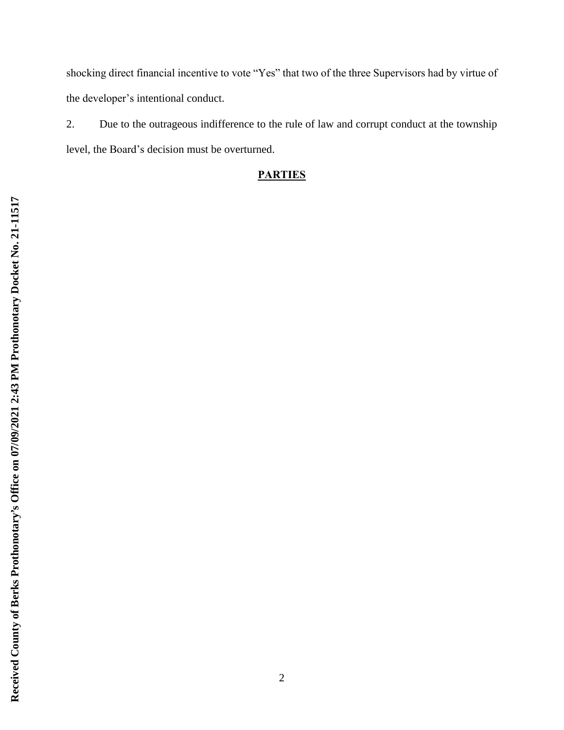shocking direct financial incentive to vote "Yes" that two of the three Supervisors had by virtue of the developer's intentional conduct.

2. Due to the outrageous indifference to the rule of law and corrupt conduct at the township level, the Board's decision must be overturned.

## PARTIES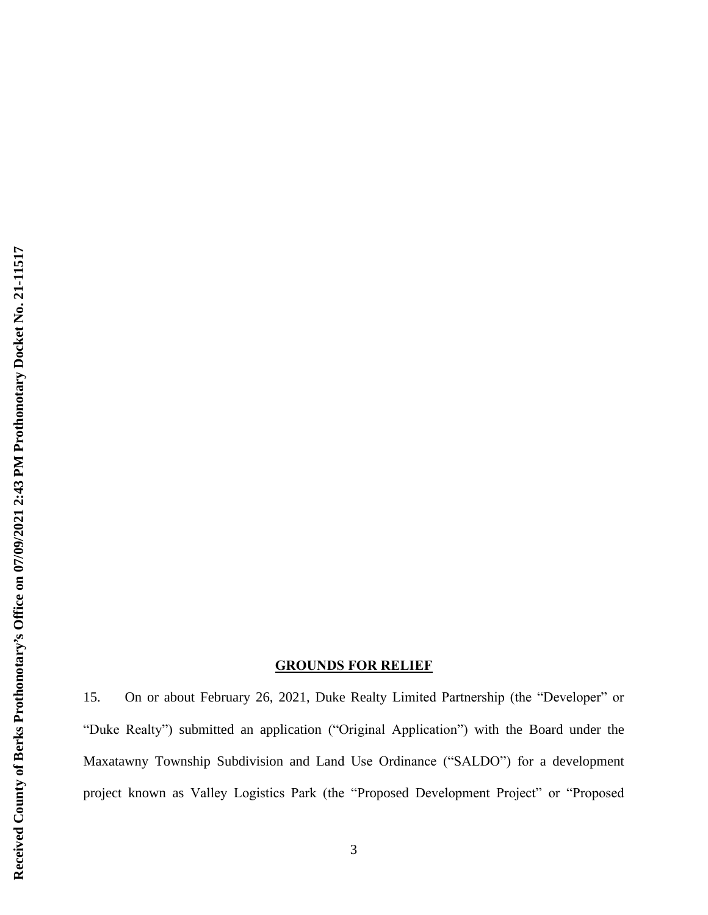## GROUNDS FOR RELIEF

15. On or about February 26, 2021, Duke Realty Limited Partnership (the "Developer" or "Duke Realty") submitted an application ("Original Application") with the Board under the Maxatawny Township Subdivision and Land Use Ordinance ("SALDO") for a development project known as Valley Logistics Park (the "Proposed Development Project" or "Proposed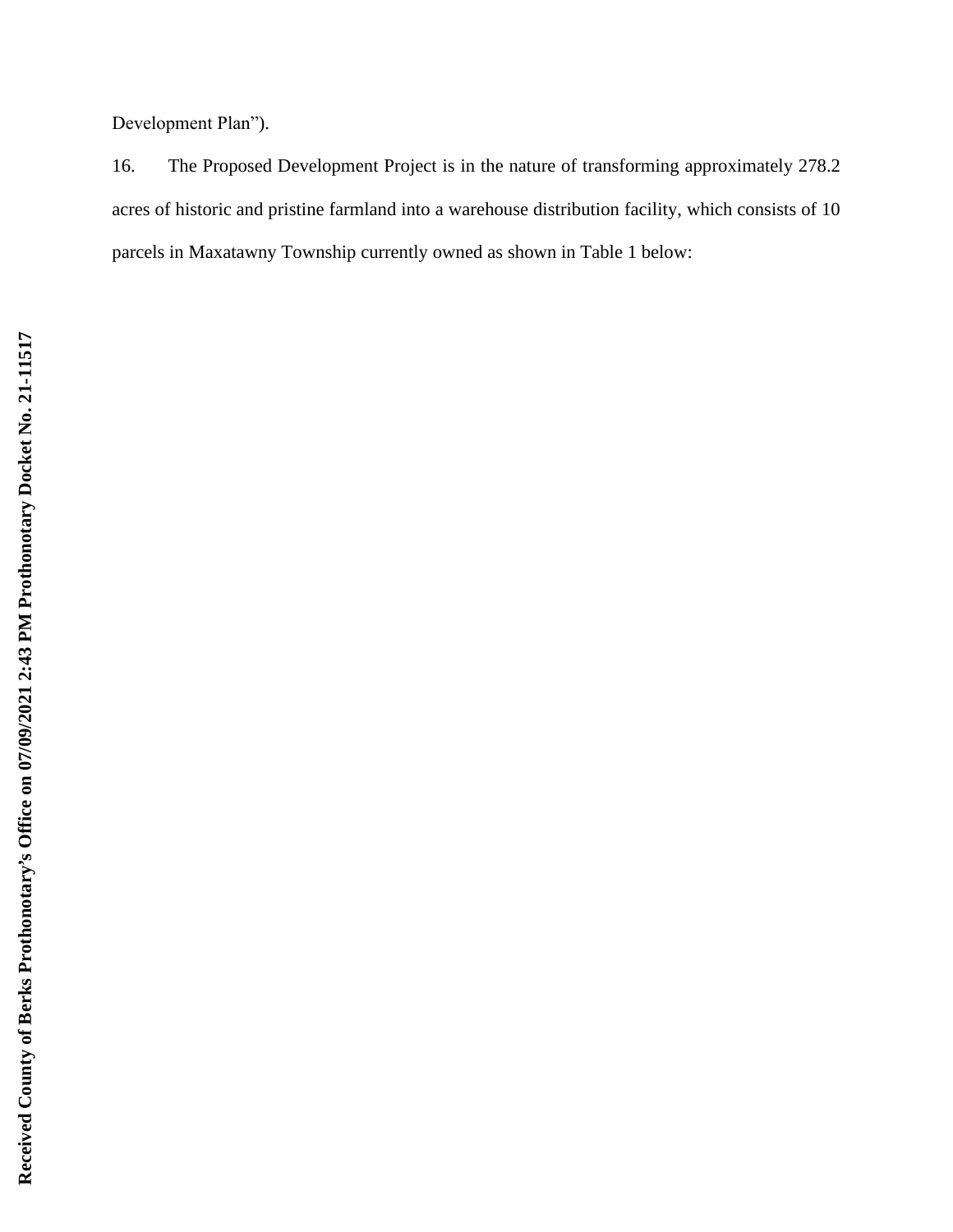Development Plan").

16. The Proposed Development Project is in the nature of transforming approximately 278.2 acres of historic and pristine farmland into a warehouse distribution facility, which consists of 10 parcels in Maxatawny Township currently owned as shown in Table 1 below: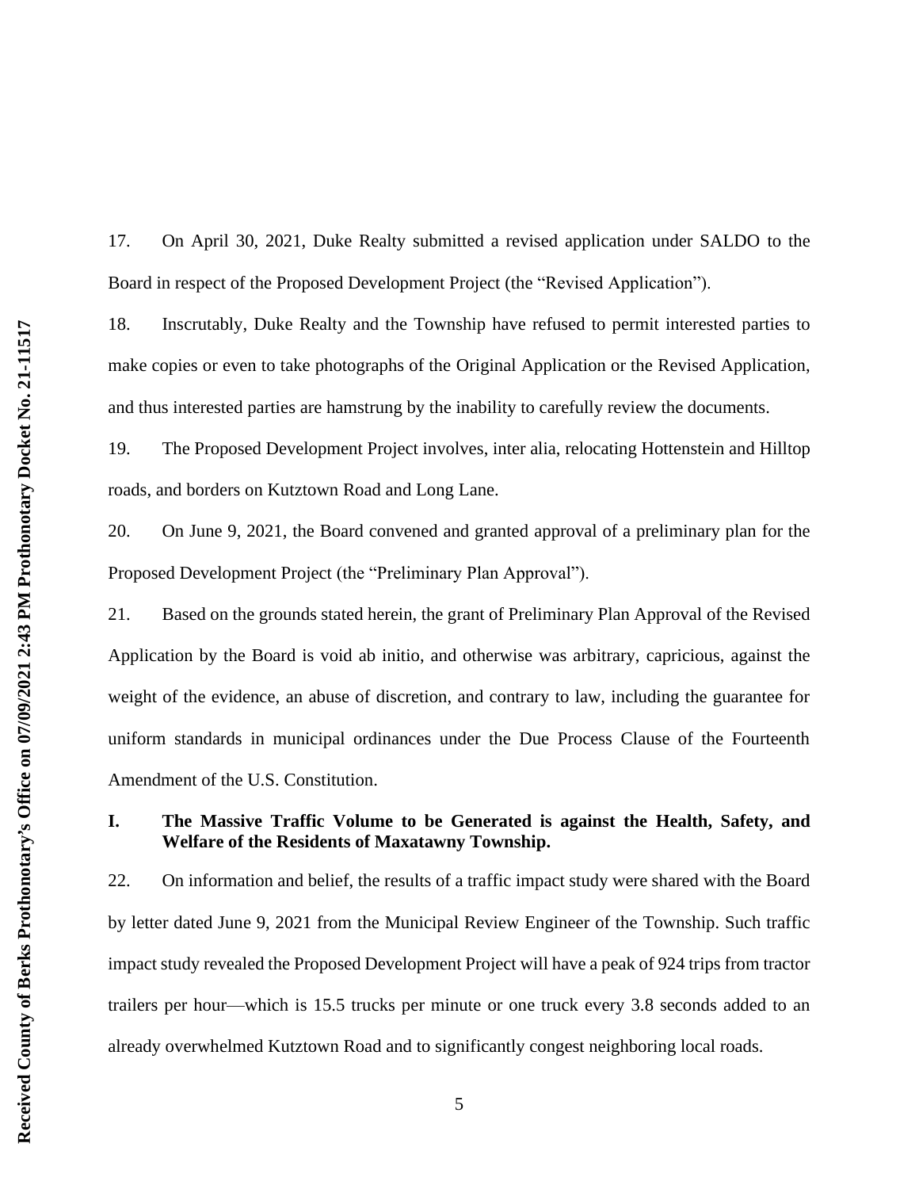17. On April 30, 2021, Duke Realty submitted a revised application under SALDO to the Board in respect of the Proposed Development Project (the "Revised Application").

18. Inscrutably, Duke Realty and the Township have refused to permit interested parties to make copies or even to take photographs of the Original Application or the Revised Application, and thus interested parties are hamstrung by the inability to carefully review the documents.

19. The Proposed Development Project involves, inter alia, relocating Hottenstein and Hilltop roads, and borders on Kutztown Road and Long Lane.

20. On June 9, 2021, the Board convened and granted approval of a preliminary plan for the Proposed Development Project (the "Preliminary Plan Approval").

21. Based on the grounds stated herein, the grant of Preliminary Plan Approval of the Revised Application by the Board is void ab initio, and otherwise was arbitrary, capricious, against the weight of the evidence, an abuse of discretion, and contrary to law, including the guarantee for uniform standards in municipal ordinances under the Due Process Clause of the Fourteenth Amendment of the U.S. Constitution.

## I. The Massive Traffic Volume to be Generated is against the Health, Safety, and Welfare of the Residents of Maxatawny Township.

22. On information and belief, the results of a traffic impact study were shared with the Board by letter dated June 9, 2021 from the Municipal Review Engineer of the Township. Such traffic impact study revealed the Proposed Development Project will have a peak of 924 trips from tractor trailers per hour—which is 15.5 trucks per minute or one truck every 3.8 seconds added to an already overwhelmed Kutztown Road and to significantly congest neighboring local roads.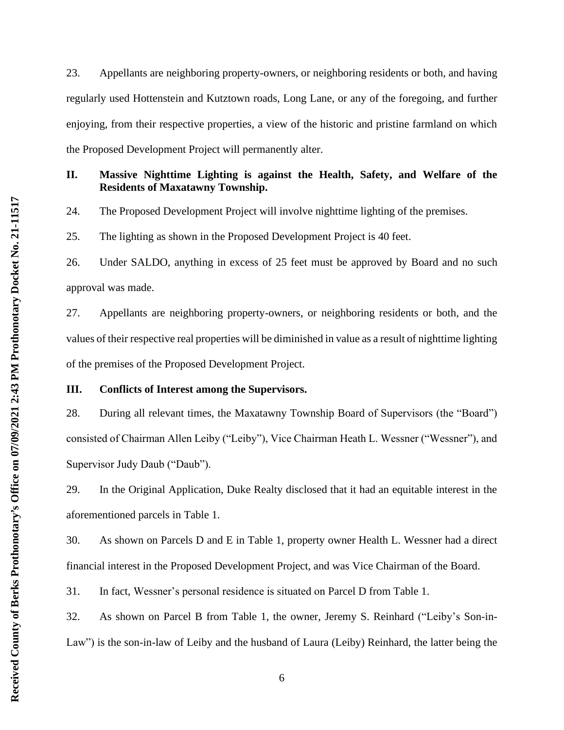23. Appellants are neighboring property-owners, or neighboring residents or both, and having regularly used Hottenstein and Kutztown roads, Long Lane, or any of the foregoing, and further enjoying, from their respective properties, a view of the historic and pristine farmland on which the Proposed Development Project will permanently alter.

## II. Massive Nighttime Lighting is against the Health, Safety, and Welfare of the Residents of Maxatawny Township.

24. The Proposed Development Project will involve nighttime lighting of the premises.

25. The lighting as shown in the Proposed Development Project is 40 feet.

26. Under SALDO, anything in excess of 25 feet must be approved by Board and no such approval was made.

27. Appellants are neighboring property-owners, or neighboring residents or both, and the values of their respective real properties will be diminished in value as a result of nighttime lighting of the premises of the Proposed Development Project.

## III. Conflicts of Interest among the Supervisors.

28. During all relevant times, the Maxatawny Township Board of Supervisors (the "Board") consisted of Chairman Allen Leiby ("Leiby"), Vice Chairman Heath L. Wessner ("Wessner"), and Supervisor Judy Daub ("Daub").

29. In the Original Application, Duke Realty disclosed that it had an equitable interest in the aforementioned parcels in Table 1.

30. As shown on Parcels D and E in Table 1, property owner Health L. Wessner had a direct financial interest in the Proposed Development Project, and was Vice Chairman of the Board.

31. In fact, Wessner's personal residence is situated on Parcel D from Table 1.

32. As shown on Parcel B from Table 1, the owner, Jeremy S. Reinhard ("Leiby's Son-in-Law") is the son-in-law of Leiby and the husband of Laura (Leiby) Reinhard, the latter being the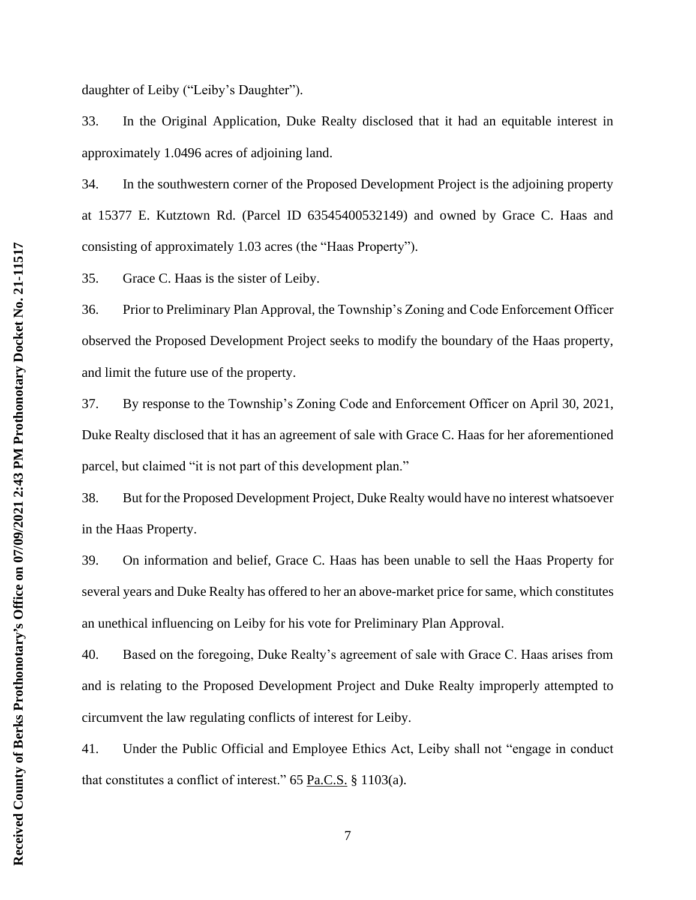daughter of Leiby ("Leiby's Daughter").

33. In the Original Application, Duke Realty disclosed that it had an equitable interest in approximately 1.0496 acres of adjoining land.

34. In the southwestern corner of the Proposed Development Project is the adjoining property at 15377 E. Kutztown Rd. (Parcel ID 63545400532149) and owned by Grace C. Haas and consisting of approximately 1.03 acres (the "Haas Property").

35. Grace C. Haas is the sister of Leiby.

36. Prior to Preliminary Plan Approval, the Township's Zoning and Code Enforcement Officer observed the Proposed Development Project seeks to modify the boundary of the Haas property, and limit the future use of the property.

37. By response to the Township's Zoning Code and Enforcement Officer on April 30, 2021, Duke Realty disclosed that it has an agreement of sale with Grace C. Haas for her aforementioned parcel, but claimed "it is not part of this development plan."

38. But for the Proposed Development Project, Duke Realty would have no interest whatsoever in the Haas Property.

39. On information and belief, Grace C. Haas has been unable to sell the Haas Property for several years and Duke Realty has offered to her an above-market price for same, which constitutes an unethical influencing on Leiby for his vote for Preliminary Plan Approval.

40. Based on the foregoing, Duke Realty's agreement of sale with Grace C. Haas arises from and is relating to the Proposed Development Project and Duke Realty improperly attempted to circumvent the law regulating conflicts of interest for Leiby.

41. Under the Public Official and Employee Ethics Act, Leiby shall not "engage in conduct that constitutes a conflict of interest." 65 Pa.C.S. § 1103(a).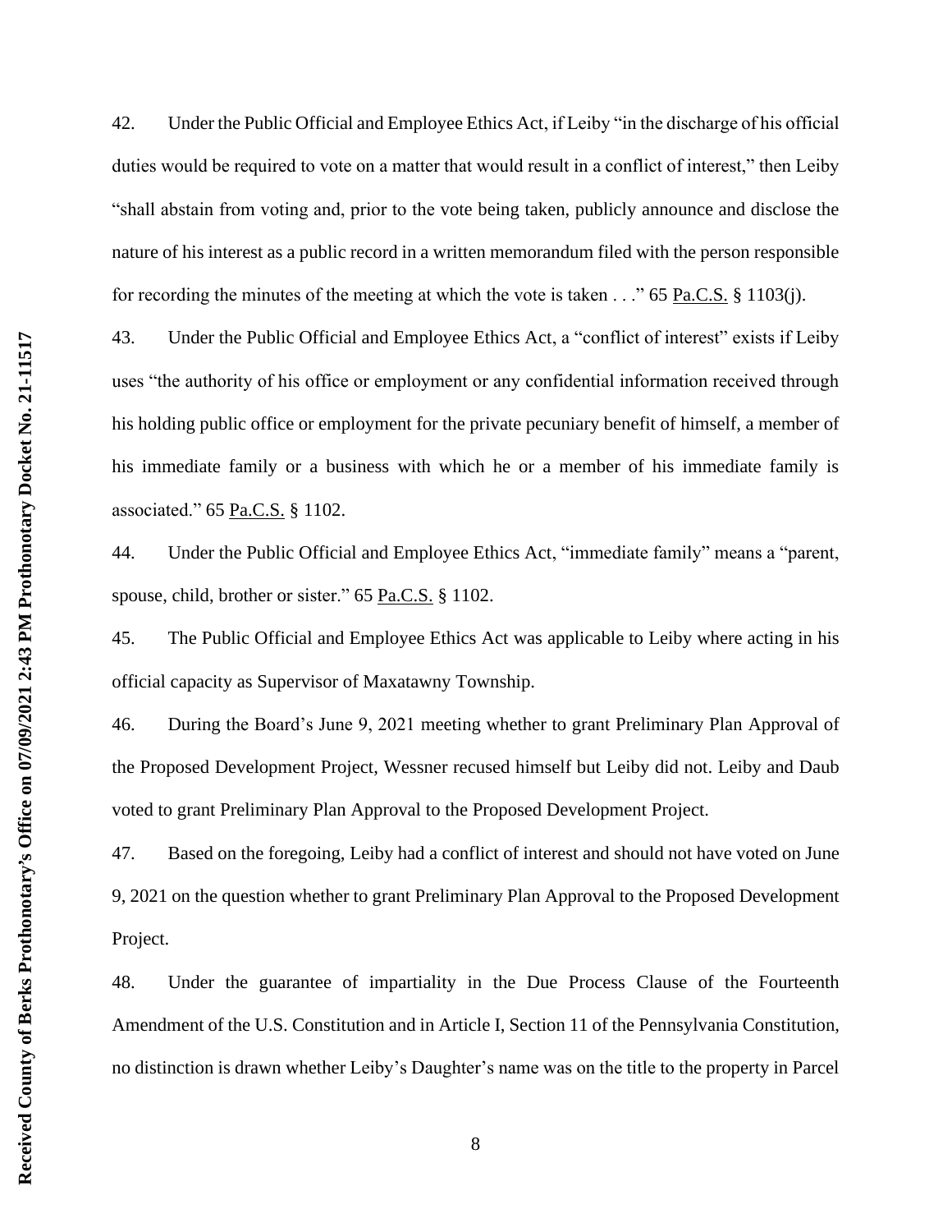42. Under the Public Official and Employee Ethics Act, if Leiby "in the discharge of his official duties would be required to vote on a matter that would result in a conflict of interest," then Leiby "shall abstain from voting and, prior to the vote being taken, publicly announce and disclose the nature of his interest as a public record in a written memorandum filed with the person responsible for recording the minutes of the meeting at which the vote is taken . . ." 65 Pa.C.S. § 1103(j).

43. Under the Public Official and Employee Ethics Act, a "conflict of interest" exists if Leiby uses "the authority of his office or employment or any confidential information received through his holding public office or employment for the private pecuniary benefit of himself, a member of his immediate family or a business with which he or a member of his immediate family is associated." 65 Pa.C.S. § 1102.

44. Under the Public Official and Employee Ethics Act, "immediate family" means a "parent, spouse, child, brother or sister." 65 Pa.C.S. § 1102.

45. The Public Official and Employee Ethics Act was applicable to Leiby where acting in his official capacity as Supervisor of Maxatawny Township.

46. During the Board's June 9, 2021 meeting whether to grant Preliminary Plan Approval of the Proposed Development Project, Wessner recused himself but Leiby did not. Leiby and Daub voted to grant Preliminary Plan Approval to the Proposed Development Project.

47. Based on the foregoing, Leiby had a conflict of interest and should not have voted on June 9, 2021 on the question whether to grant Preliminary Plan Approval to the Proposed Development Project.

48. Under the guarantee of impartiality in the Due Process Clause of the Fourteenth Amendment of the U.S. Constitution and in Article I, Section 11 of the Pennsylvania Constitution, no distinction is drawn whether Leiby's Daughter's name was on the title to the property in Parcel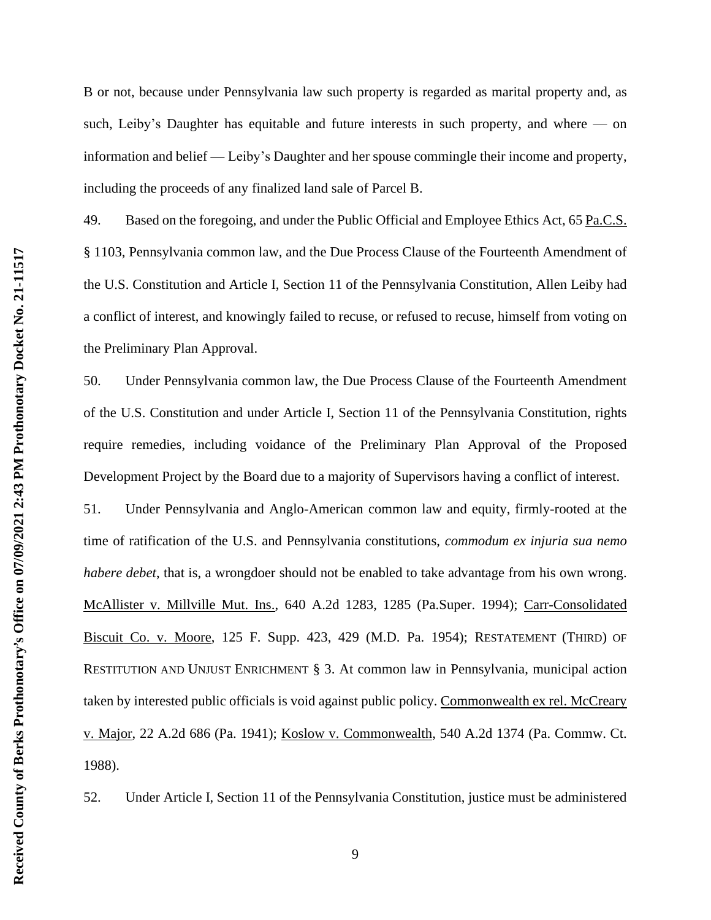B or not, because under Pennsylvania law such property is regarded as marital property and, as such, Leiby's Daughter has equitable and future interests in such property, and where — on information and belief — Leiby's Daughter and her spouse commingle their income and property, including the proceeds of any finalized land sale of Parcel B.

49. Based on the foregoing, and under the Public Official and Employee Ethics Act, 65 Pa.C.S. § 1103, Pennsylvania common law, and the Due Process Clause of the Fourteenth Amendment of the U.S. Constitution and Article I, Section 11 of the Pennsylvania Constitution, Allen Leiby had a conflict of interest, and knowingly failed to recuse, or refused to recuse, himself from voting on the Preliminary Plan Approval.

50. Under Pennsylvania common law, the Due Process Clause of the Fourteenth Amendment of the U.S. Constitution and under Article I, Section 11 of the Pennsylvania Constitution, rights require remedies, including voidance of the Preliminary Plan Approval of the Proposed Development Project by the Board due to a majority of Supervisors having a conflict of interest.

51. Under Pennsylvania and Anglo-American common law and equity, firmly-rooted at the time of ratification of the U.S. and Pennsylvania constitutions, *commodum ex injuria sua nemo habere debet*, that is, a wrongdoer should not be enabled to take advantage from his own wrong. McAllister v. Millville Mut. Ins., 640 A.2d 1283, 1285 (Pa.Super. 1994); Carr-Consolidated Biscuit Co. v. Moore, 125 F. Supp. 423, 429 (M.D. Pa. 1954); RESTATEMENT (THIRD) OF RESTITUTION AND UNJUST ENRICHMENT § 3. At common law in Pennsylvania, municipal action taken by interested public officials is void against public policy. Commonwealth ex rel. McCreary v. Major, 22 A.2d 686 (Pa. 1941); Koslow v. Commonwealth, 540 A.2d 1374 (Pa. Commw. Ct. 1988).

52. Under Article I, Section 11 of the Pennsylvania Constitution, justice must be administered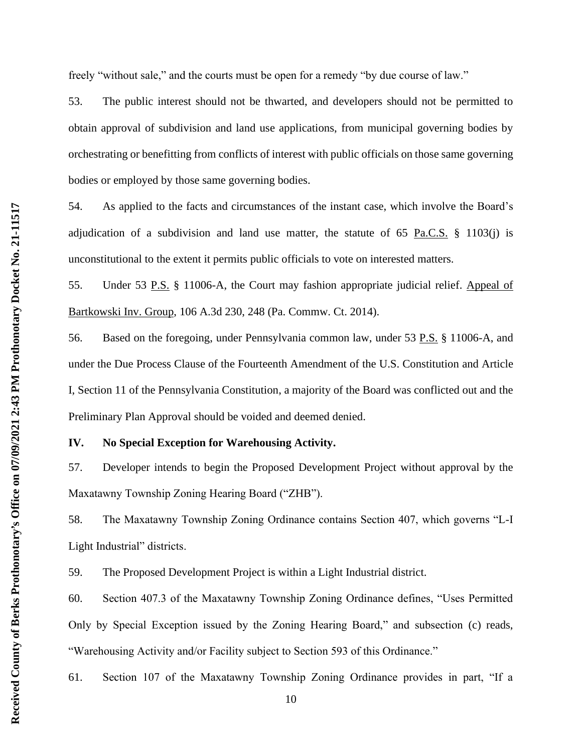freely "without sale," and the courts must be open for a remedy "by due course of law."

53. The public interest should not be thwarted, and developers should not be permitted to obtain approval of subdivision and land use applications, from municipal governing bodies by orchestrating or benefitting from conflicts of interest with public officials on those same governing bodies or employed by those same governing bodies.

54. As applied to the facts and circumstances of the instant case, which involve the Board's adjudication of a subdivision and land use matter, the statute of 65 Pa.C.S. § 1103(j) is unconstitutional to the extent it permits public officials to vote on interested matters.

55. Under 53 P.S. § 11006-A, the Court may fashion appropriate judicial relief. Appeal of Bartkowski Inv. Group, 106 A.3d 230, 248 (Pa. Commw. Ct. 2014).

56. Based on the foregoing, under Pennsylvania common law, under 53 P.S. § 11006-A, and under the Due Process Clause of the Fourteenth Amendment of the U.S. Constitution and Article I, Section 11 of the Pennsylvania Constitution, a majority of the Board was conflicted out and the Preliminary Plan Approval should be voided and deemed denied.

## IV. No Special Exception for Warehousing Activity.

57. Developer intends to begin the Proposed Development Project without approval by the Maxatawny Township Zoning Hearing Board ("ZHB").

58. The Maxatawny Township Zoning Ordinance contains Section 407, which governs "L-I Light Industrial" districts.

59. The Proposed Development Project is within a Light Industrial district.

60. Section 407.3 of the Maxatawny Township Zoning Ordinance defines, "Uses Permitted Only by Special Exception issued by the Zoning Hearing Board," and subsection (c) reads, "Warehousing Activity and/or Facility subject to Section 593 of this Ordinance."

61. Section 107 of the Maxatawny Township Zoning Ordinance provides in part, "If a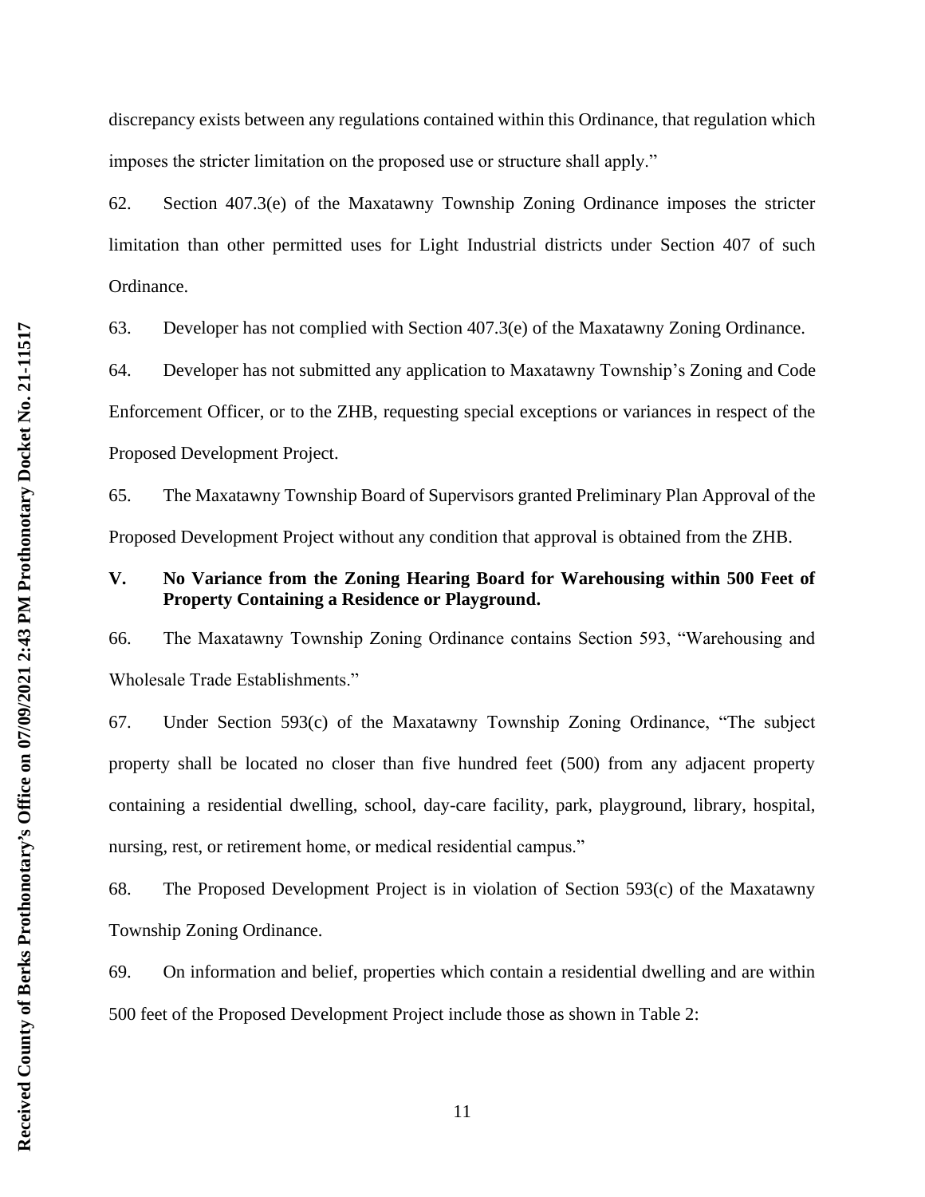discrepancy exists between any regulations contained within this Ordinance, that regulation which imposes the stricter limitation on the proposed use or structure shall apply."

62. Section 407.3(e) of the Maxatawny Township Zoning Ordinance imposes the stricter limitation than other permitted uses for Light Industrial districts under Section 407 of such Ordinance.

63. Developer has not complied with Section 407.3(e) of the Maxatawny Zoning Ordinance.

64. Developer has not submitted any application to Maxatawny Township's Zoning and Code Enforcement Officer, or to the ZHB, requesting special exceptions or variances in respect of the Proposed Development Project.

65. The Maxatawny Township Board of Supervisors granted Preliminary Plan Approval of the Proposed Development Project without any condition that approval is obtained from the ZHB.

## V. No Variance from the Zoning Hearing Board for Warehousing within 500 Feet of Property Containing a Residence or Playground.

66. The Maxatawny Township Zoning Ordinance contains Section 593, "Warehousing and Wholesale Trade Establishments."

67. Under Section 593(c) of the Maxatawny Township Zoning Ordinance, "The subject property shall be located no closer than five hundred feet (500) from any adjacent property containing a residential dwelling, school, day-care facility, park, playground, library, hospital, nursing, rest, or retirement home, or medical residential campus."

68. The Proposed Development Project is in violation of Section 593(c) of the Maxatawny Township Zoning Ordinance.

69. On information and belief, properties which contain a residential dwelling and are within 500 feet of the Proposed Development Project include those as shown in Table 2: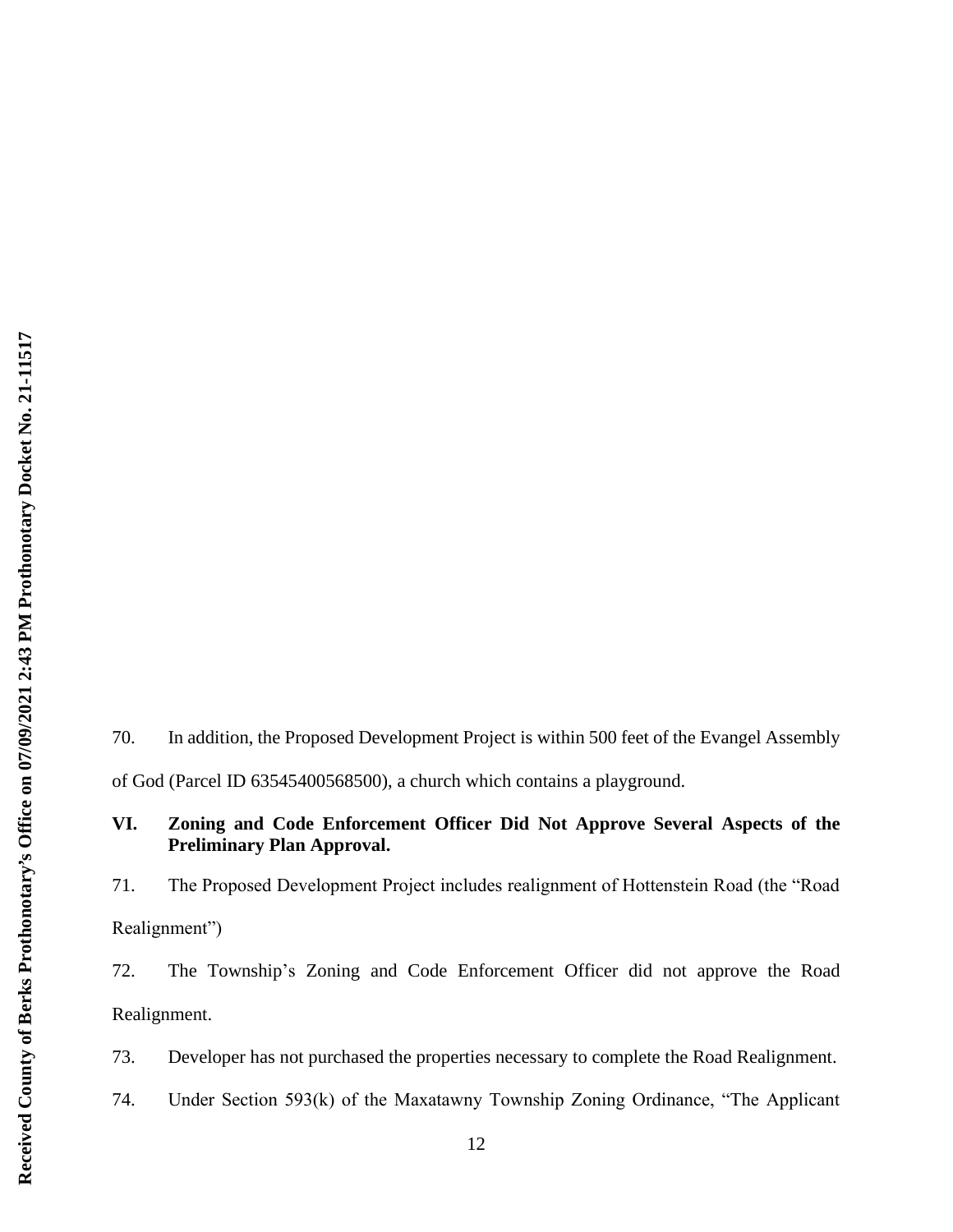70. In addition, the Proposed Development Project is within 500 feet of the Evangel Assembly of God (Parcel ID 63545400568500), a church which contains a playground.

## VI. Zoning and Code Enforcement Officer Did Not Approve Several Aspects of the Preliminary Plan Approval.

71. The Proposed Development Project includes realignment of Hottenstein Road (the "Road Realignment")

72. The Township's Zoning and Code Enforcement Officer did not approve the Road Realignment.

73. Developer has not purchased the properties necessary to complete the Road Realignment.

74. Under Section 593(k) of the Maxatawny Township Zoning Ordinance, "The Applicant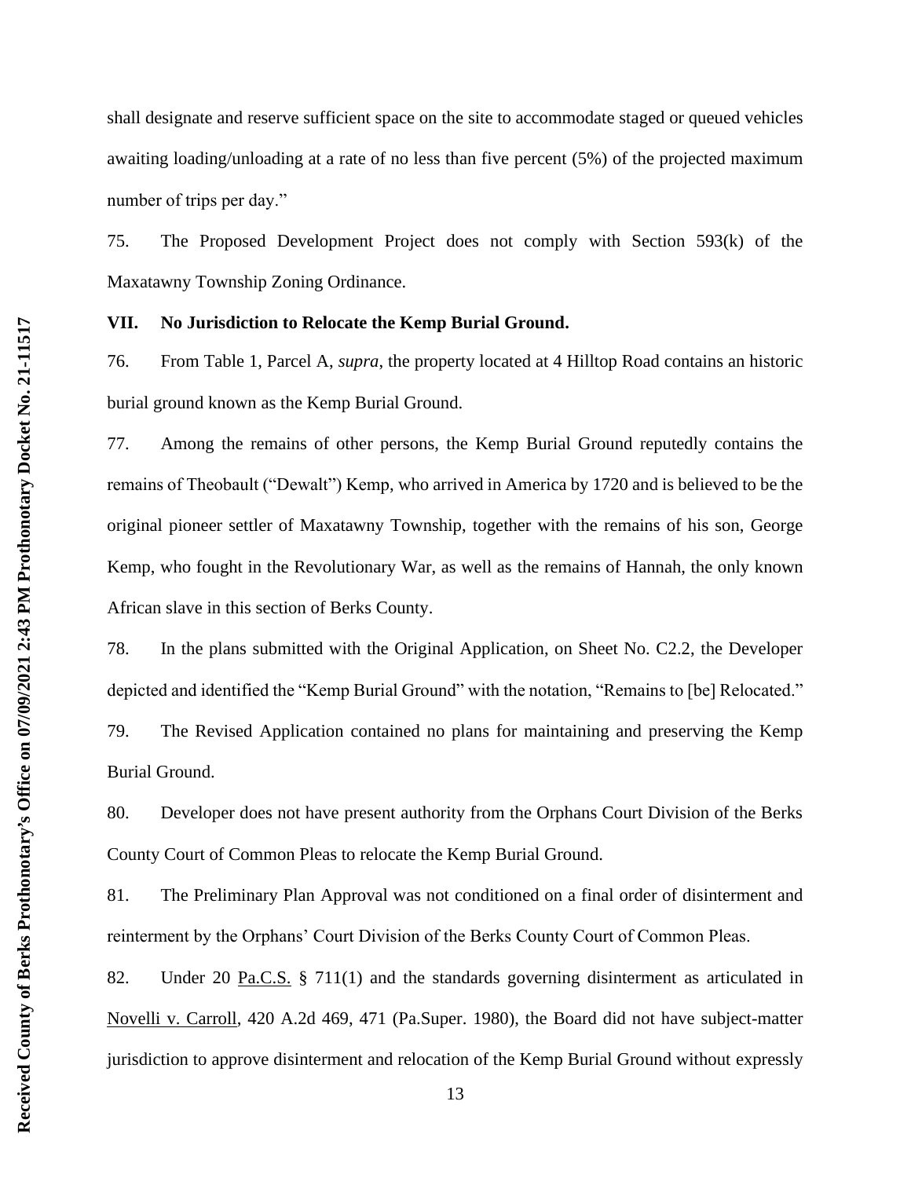shall designate and reserve sufficient space on the site to accommodate staged or queued vehicles awaiting loading/unloading at a rate of no less than five percent (5%) of the projected maximum number of trips per day."

75. The Proposed Development Project does not comply with Section 593(k) of the Maxatawny Township Zoning Ordinance.

**VII. No Jurisdiction to Relocate the Kemp Burial Ground.**

76. From Table 1, Parcel A, *supra*, the property located at 4 Hilltop Road contains an historic burial ground known as the Kemp Burial Ground.

77. Among the remains of other persons, the Kemp Burial Ground reputedly contains the remains of Theobault ("Dewalt") Kemp, who arrived in America by 1720 and is believed to be the original pioneer settler of Maxatawny Township, together with the remains of his son, George Kemp, who fought in the Revolutionary War, as well as the remains of Hannah, the only known African slave in this section of Berks County.

78. In the plans submitted with the Original Application, on Sheet No. C2.2, the Developer depicted and identified the "Kemp Burial Ground" with the notation, "Remains to [be] Relocated."

79. The Revised Application contained no plans for maintaining and preserving the Kemp Burial Ground.

80. Developer does not have present authority from the Orphans Court Division of the Berks County Court of Common Pleas to relocate the Kemp Burial Ground.

81. The Preliminary Plan Approval was not conditioned on a final order of disinterment and reinterment by the Orphans' Court Division of the Berks County Court of Common Pleas.

82. Under 20 Pa.C.S. § 711(1) and the standards governing disinterment as articulated in Novelli v. Carroll, 420 A.2d 469, 471 (Pa.Super. 1980), the Board did not have subject-matter jurisdiction to approve disinterment and relocation of the Kemp Burial Ground without expressly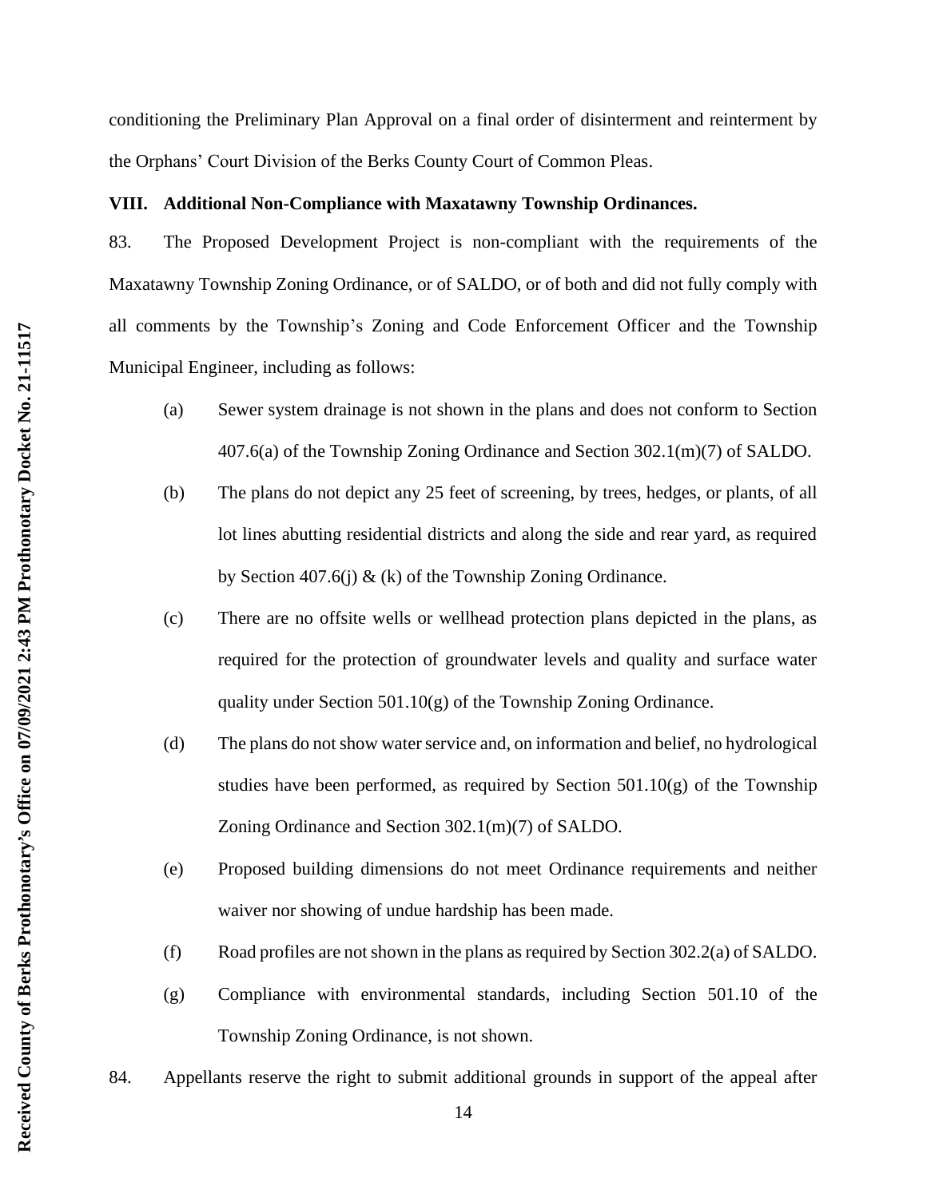conditioning the Preliminary Plan Approval on a final order of disinterment and reinterment by the Orphans' Court Division of the Berks County Court of Common Pleas.

**VIII. Additional Non-Compliance with Maxatawny Township Ordinances.**

83. The Proposed Development Project is non-compliant with the requirements of the Maxatawny Township Zoning Ordinance, or of SALDO, or of both and did not fully comply with all comments by the Township's Zoning and Code Enforcement Officer and the Township Municipal Engineer, including as follows:

(a) Sewer system drainage is not shown in the plans and does not conform to Section 407.6(a) of the Township Zoning Ordinance and Section 302.1(m)(7) of SALDO.

(b) The plans do not depict any 25 feet of screening, by trees, hedges, or plants, of all lot lines abutting residential districts and along the side and rear yard, as required by Section 407.6(j) & (k) of the Township Zoning Ordinance.

(c) There are no offsite wells or wellhead protection plans depicted in the plans, as required for the protection of groundwater levels and quality and surface water quality under Section 501.10(g) of the Township Zoning Ordinance.

(d) The plans do not show water service and, on information and belief, no hydrological studies have been performed, as required by Section 501.10(g) of the Township Zoning Ordinance and Section 302.1(m)(7) of SALDO.

(e) Proposed building dimensions do not meet Ordinance requirements and neither waiver nor showing of undue hardship has been made.

(f) Road profiles are not shown in the plans as required by Section 302.2(a) of SALDO.

(g) Compliance with environmental standards, including Section 501.10 of the Township Zoning Ordinance, is not shown.

84. Appellants reserve the right to submit additional grounds in support of the appeal after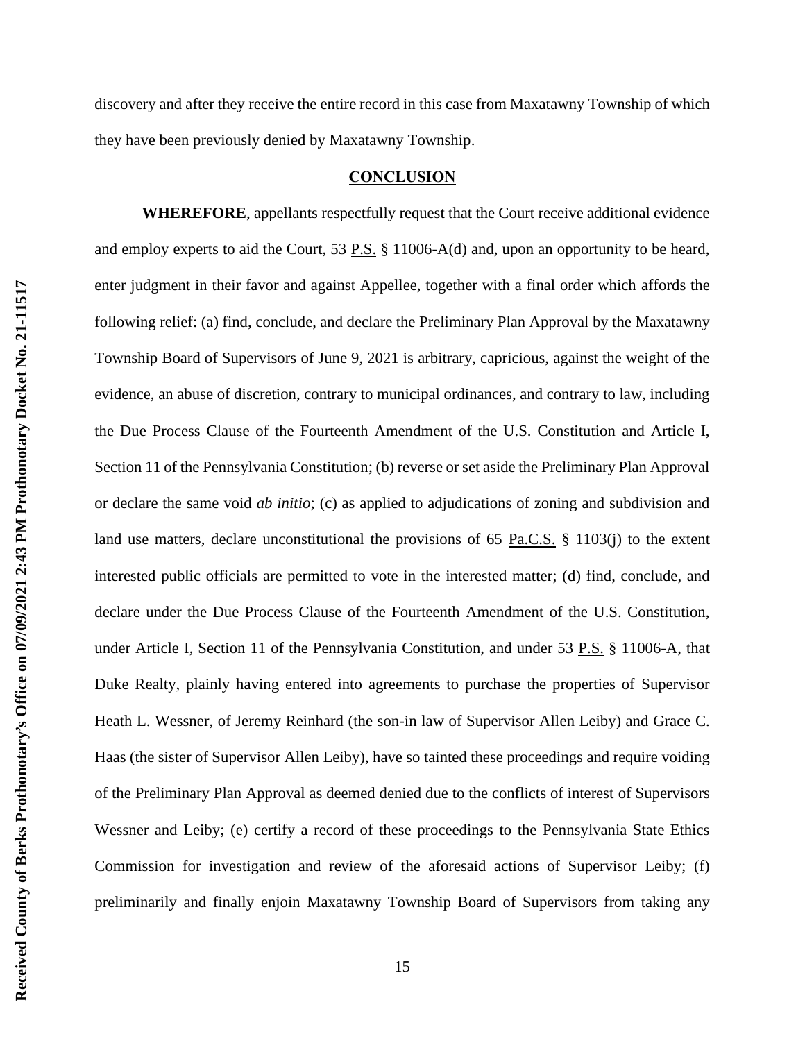discovery and after they receive the entire record in this case from Maxatawny Township of which they have been previously denied by Maxatawny Township.

## CONCLUSION

**WHEREFORE**, appellants respectfully request that the Court receive additional evidence and employ experts to aid the Court, 53 P.S. § 11006-A(d) and, upon an opportunity to be heard, enter judgment in their favor and against Appellee, together with a final order which affords the following relief: (a) find, conclude, and declare the Preliminary Plan Approval by the Maxatawny Township Board of Supervisors of June 9, 2021 is arbitrary, capricious, against the weight of the evidence, an abuse of discretion, contrary to municipal ordinances, and contrary to law, including the Due Process Clause of the Fourteenth Amendment of the U.S. Constitution and Article I, Section 11 of the Pennsylvania Constitution; (b) reverse or set aside the Preliminary Plan Approval or declare the same void *ab initio*; (c) as applied to adjudications of zoning and subdivision and land use matters, declare unconstitutional the provisions of 65 Pa.C.S. § 1103(j) to the extent interested public officials are permitted to vote in the interested matter; (d) find, conclude, and declare under the Due Process Clause of the Fourteenth Amendment of the U.S. Constitution, under Article I, Section 11 of the Pennsylvania Constitution, and under 53 P.S. § 11006-A, that Duke Realty, plainly having entered into agreements to purchase the properties of Supervisor Heath L. Wessner, of Jeremy Reinhard (the son-in law of Supervisor Allen Leiby) and Grace C. Haas (the sister of Supervisor Allen Leiby), have so tainted these proceedings and require voiding of the Preliminary Plan Approval as deemed denied due to the conflicts of interest of Supervisors Wessner and Leiby; (e) certify a record of these proceedings to the Pennsylvania State Ethics Commission for investigation and review of the aforesaid actions of Supervisor Leiby; (f) preliminarily and finally enjoin Maxatawny Township Board of Supervisors from taking any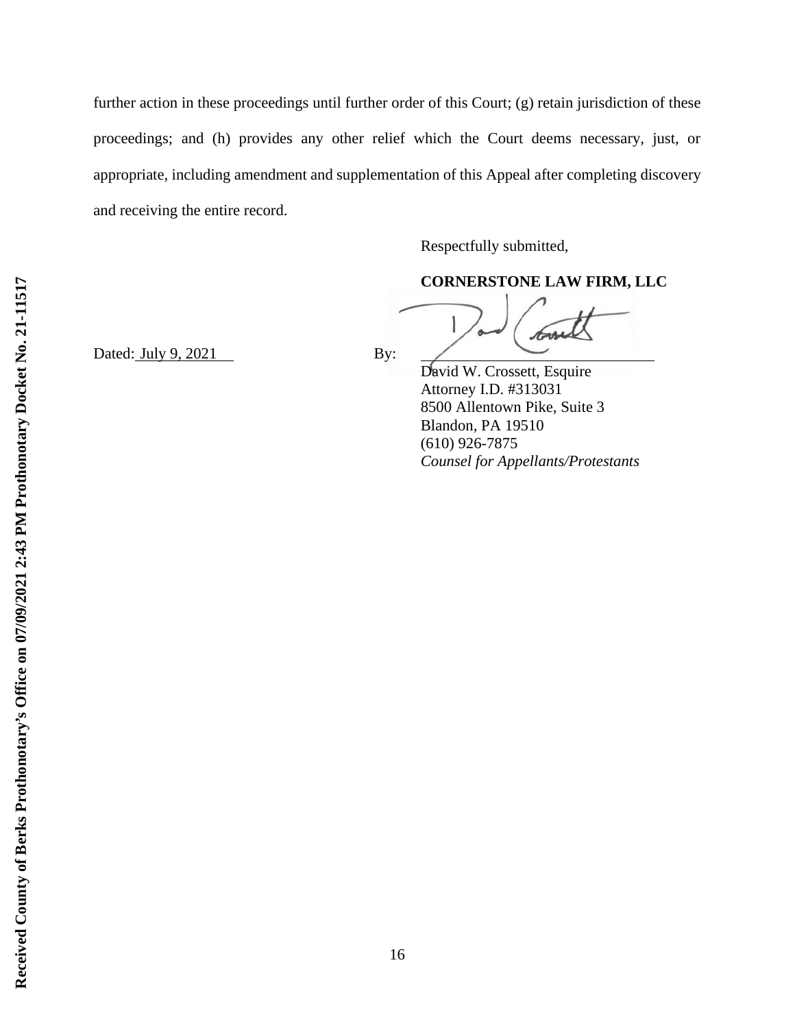further action in these proceedings until further order of this Court; (g) retain jurisdiction of these proceedings; and (h) provides any other relief which the Court deems necessary, just, or appropriate, including amendment and supplementation of this Appeal after completing discovery and receiving the entire record.

Respectfully submitted,

**CORNERSTONE LAW FIRM, LLC**

Dated: July 9, 2021

By: ______________________________

David W. Crossett, Esquire
Attorney I.D. #313031
8500 Allentown Pike, Suite 3
Blandon, PA 19510
(610) 926-7875
*Counsel for Appellants/Protestants*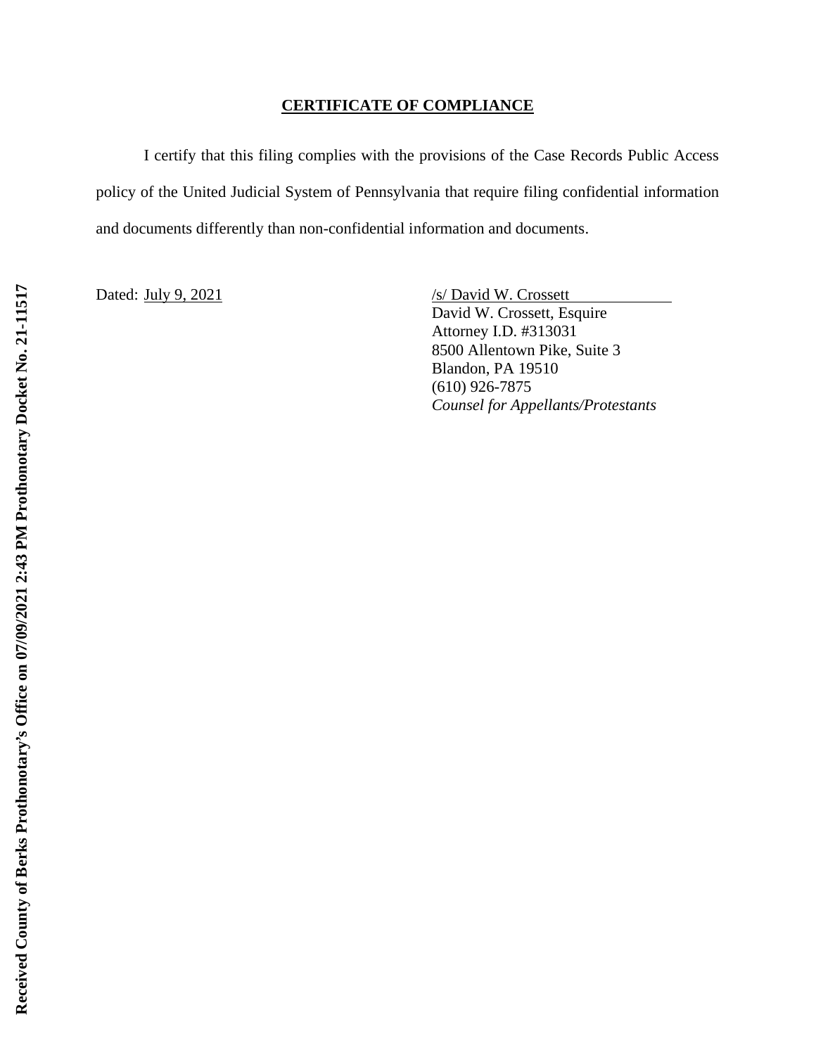## CERTIFICATE OF COMPLIANCE

I certify that this filing complies with the provisions of the Case Records Public Access policy of the United Judicial System of Pennsylvania that require filing confidential information and documents differently than non-confidential information and documents.

Dated: July 9, 2021

/s/ David W. Crossett
David W. Crossett, Esquire
Attorney I.D. #313031
8500 Allentown Pike, Suite 3
Blandon, PA 19510
(610) 926-7875
*Counsel for Appellants/Protestants*

Received County of Berks Prothonotary's Office on 07/09/2021 2:43 PM Prothonotary Docket No. 21-11517